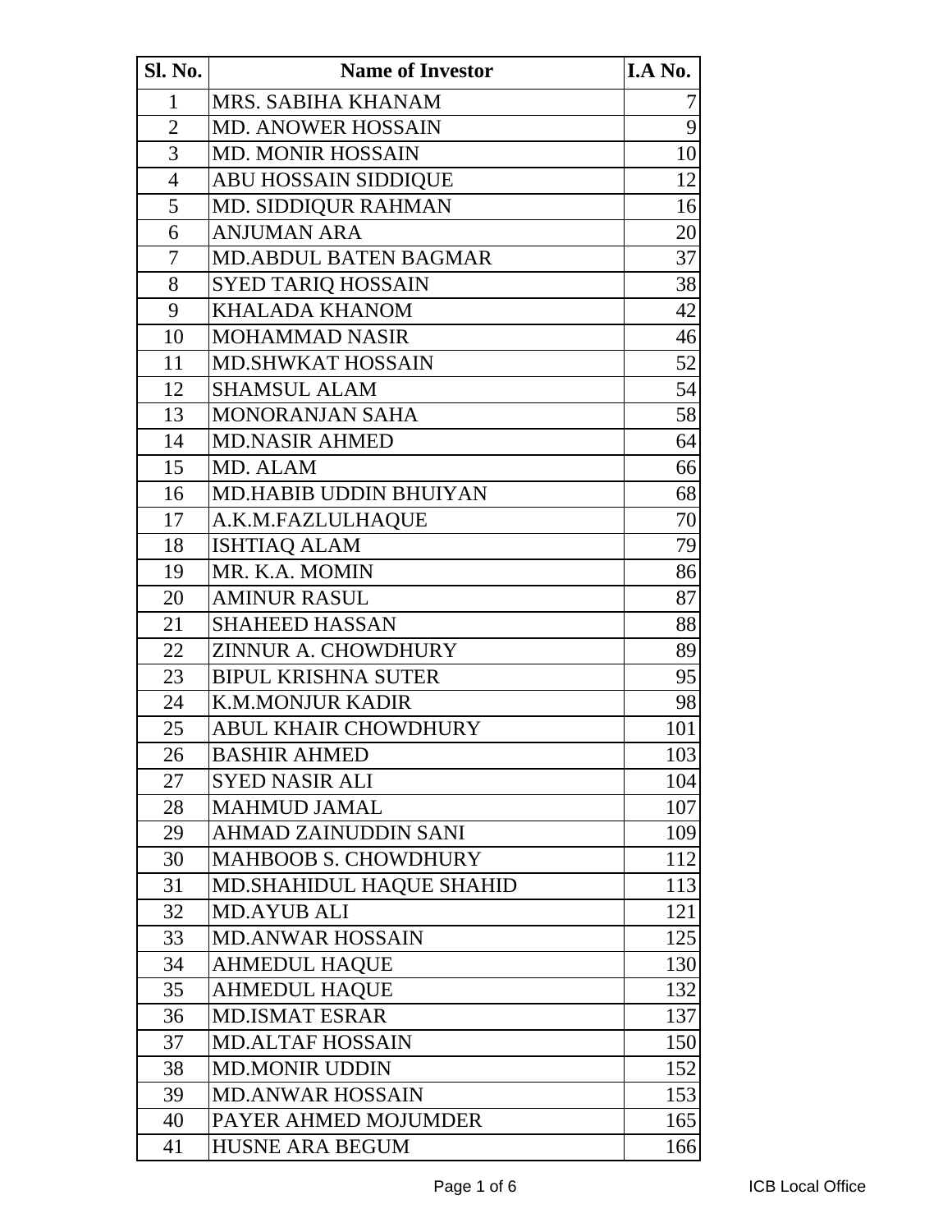| Sl. No. | Name of Investor | I.A No. |
|---|---|---|
| 1 | MRS. SABIHA KHANAM | 7 |
| 2 | MD. ANOWER HOSSAIN | 9 |
| 3 | MD. MONIR HOSSAIN | 10 |
| 4 | ABU HOSSAIN SIDDIQUE | 12 |
| 5 | MD. SIDDIQUR RAHMAN | 16 |
| 6 | ANJUMAN ARA | 20 |
| 7 | MD.ABDUL BATEN BAGMAR | 37 |
| 8 | SYED TARIQ HOSSAIN | 38 |
| 9 | KHALADA KHANOM | 42 |
| 10 | MOHAMMAD NASIR | 46 |
| 11 | MD.SHWKAT HOSSAIN | 52 |
| 12 | SHAMSUL ALAM | 54 |
| 13 | MONORANJAN SAHA | 58 |
| 14 | MD.NASIR AHMED | 64 |
| 15 | MD. ALAM | 66 |
| 16 | MD.HABIB UDDIN BHUIYAN | 68 |
| 17 | A.K.M.FAZLULHAQUE | 70 |
| 18 | ISHTIAQ ALAM | 79 |
| 19 | MR. K.A. MOMIN | 86 |
| 20 | AMINUR RASUL | 87 |
| 21 | SHAHEED HASSAN | 88 |
| 22 | ZINNUR A. CHOWDHURY | 89 |
| 23 | BIPUL KRISHNA SUTER | 95 |
| 24 | K.M.MONJUR KADIR | 98 |
| 25 | ABUL KHAIR CHOWDHURY | 101 |
| 26 | BASHIR AHMED | 103 |
| 27 | SYED NASIR ALI | 104 |
| 28 | MAHMUD JAMAL | 107 |
| 29 | AHMAD ZAINUDDIN SANI | 109 |
| 30 | MAHBOOB S. CHOWDHURY | 112 |
| 31 | MD.SHAHIDUL HAQUE SHAHID | 113 |
| 32 | MD.AYUB ALI | 121 |
| 33 | MD.ANWAR HOSSAIN | 125 |
| 34 | AHMEDUL HAQUE | 130 |
| 35 | AHMEDUL HAQUE | 132 |
| 36 | MD.ISMAT ESRAR | 137 |
| 37 | MD.ALTAF HOSSAIN | 150 |
| 38 | MD.MONIR UDDIN | 152 |
| 39 | MD.ANWAR HOSSAIN | 153 |
| 40 | PAYER AHMED MOJUMDER | 165 |
| 41 | HUSNE ARA BEGUM | 166 |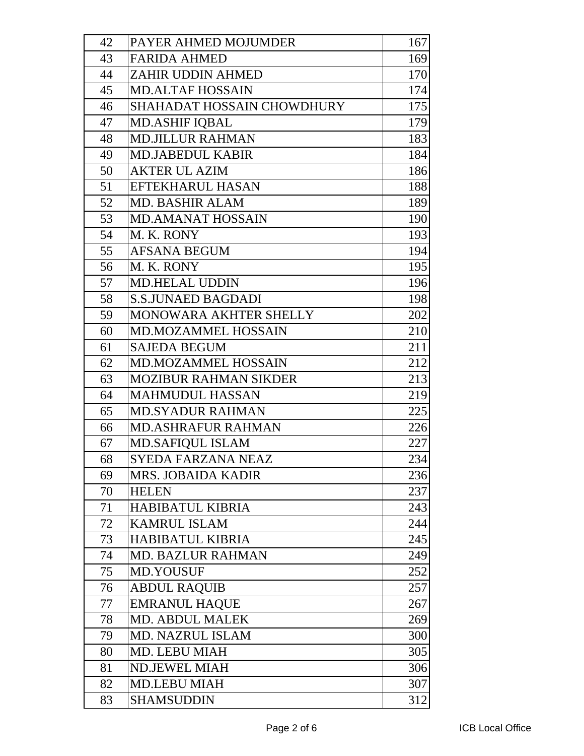| | | |
|---|---|---|
| 42 | PAYER AHMED MOJUMDER | 167 |
| 43 | FARIDA AHMED | 169 |
| 44 | ZAHIR UDDIN AHMED | 170 |
| 45 | MD.ALTAF HOSSAIN | 174 |
| 46 | SHAHADAT HOSSAIN CHOWDHURY | 175 |
| 47 | MD.ASHIF IQBAL | 179 |
| 48 | MD.JILLUR RAHMAN | 183 |
| 49 | MD.JABEDUL KABIR | 184 |
| 50 | AKTER UL AZIM | 186 |
| 51 | EFTEKHARUL HASAN | 188 |
| 52 | MD. BASHIR ALAM | 189 |
| 53 | MD.AMANAT HOSSAIN | 190 |
| 54 | M. K. RONY | 193 |
| 55 | AFSANA BEGUM | 194 |
| 56 | M. K. RONY | 195 |
| 57 | MD.HELAL UDDIN | 196 |
| 58 | S.S.JUNAED BAGDADI | 198 |
| 59 | MONOWARA AKHTER SHELLY | 202 |
| 60 | MD.MOZAMMEL HOSSAIN | 210 |
| 61 | SAJEDA BEGUM | 211 |
| 62 | MD.MOZAMMEL HOSSAIN | 212 |
| 63 | MOZIBUR RAHMAN SIKDER | 213 |
| 64 | MAHMUDUL HASSAN | 219 |
| 65 | MD.SYADUR RAHMAN | 225 |
| 66 | MD.ASHRAFUR RAHMAN | 226 |
| 67 | MD.SAFIQUL ISLAM | 227 |
| 68 | SYEDA FARZANA NEAZ | 234 |
| 69 | MRS. JOBAIDA KADIR | 236 |
| 70 | HELEN | 237 |
| 71 | HABIBATUL KIBRIA | 243 |
| 72 | KAMRUL ISLAM | 244 |
| 73 | HABIBATUL KIBRIA | 245 |
| 74 | MD. BAZLUR RAHMAN | 249 |
| 75 | MD.YOUSUF | 252 |
| 76 | ABDUL RAQUIB | 257 |
| 77 | EMRANUL HAQUE | 267 |
| 78 | MD. ABDUL MALEK | 269 |
| 79 | MD. NAZRUL ISLAM | 300 |
| 80 | MD. LEBU MIAH | 305 |
| 81 | ND.JEWEL MIAH | 306 |
| 82 | MD.LEBU MIAH | 307 |
| 83 | SHAMSUDDIN | 312 |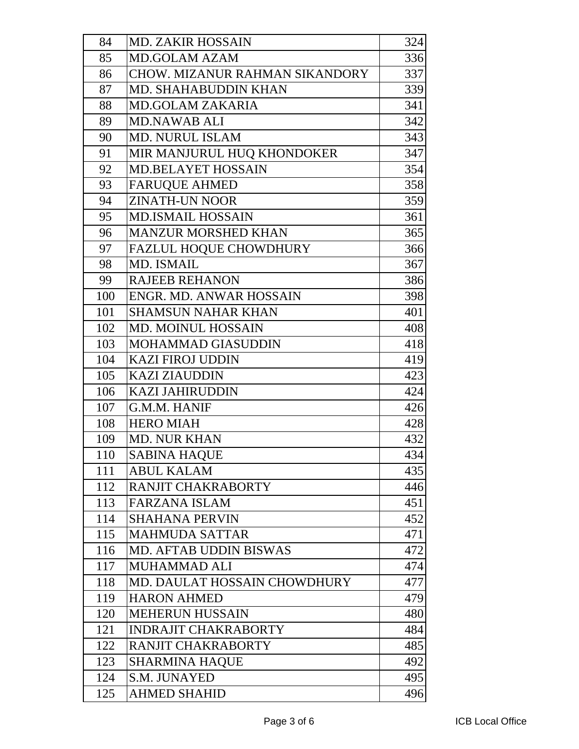| | | |
|---|---|---|
| 84 | MD. ZAKIR HOSSAIN | 324 |
| 85 | MD.GOLAM AZAM | 336 |
| 86 | CHOW. MIZANUR RAHMAN SIKANDORY | 337 |
| 87 | MD. SHAHABUDDIN KHAN | 339 |
| 88 | MD.GOLAM ZAKARIA | 341 |
| 89 | MD.NAWAB ALI | 342 |
| 90 | MD. NURUL ISLAM | 343 |
| 91 | MIR MANJURUL HUQ KHONDOKER | 347 |
| 92 | MD.BELAYET HOSSAIN | 354 |
| 93 | FARUQUE AHMED | 358 |
| 94 | ZINATH-UN NOOR | 359 |
| 95 | MD.ISMAIL HOSSAIN | 361 |
| 96 | MANZUR MORSHED KHAN | 365 |
| 97 | FAZLUL HOQUE CHOWDHURY | 366 |
| 98 | MD. ISMAIL | 367 |
| 99 | RAJEEB REHANON | 386 |
| 100 | ENGR. MD. ANWAR HOSSAIN | 398 |
| 101 | SHAMSUN NAHAR KHAN | 401 |
| 102 | MD. MOINUL HOSSAIN | 408 |
| 103 | MOHAMMAD GIASUDDIN | 418 |
| 104 | KAZI FIROJ UDDIN | 419 |
| 105 | KAZI ZIAUDDIN | 423 |
| 106 | KAZI JAHIRUDDIN | 424 |
| 107 | G.M.M. HANIF | 426 |
| 108 | HERO MIAH | 428 |
| 109 | MD. NUR KHAN | 432 |
| 110 | SABINA HAQUE | 434 |
| 111 | ABUL KALAM | 435 |
| 112 | RANJIT CHAKRABORTY | 446 |
| 113 | FARZANA ISLAM | 451 |
| 114 | SHAHANA PERVIN | 452 |
| 115 | MAHMUDA SATTAR | 471 |
| 116 | MD. AFTAB UDDIN BISWAS | 472 |
| 117 | MUHAMMAD ALI | 474 |
| 118 | MD. DAULAT HOSSAIN CHOWDHURY | 477 |
| 119 | HARON AHMED | 479 |
| 120 | MEHERUN HUSSAIN | 480 |
| 121 | INDRAJIT CHAKRABORTY | 484 |
| 122 | RANJIT CHAKRABORTY | 485 |
| 123 | SHARMINA HAQUE | 492 |
| 124 | S.M. JUNAYED | 495 |
| 125 | AHMED SHAHID | 496 |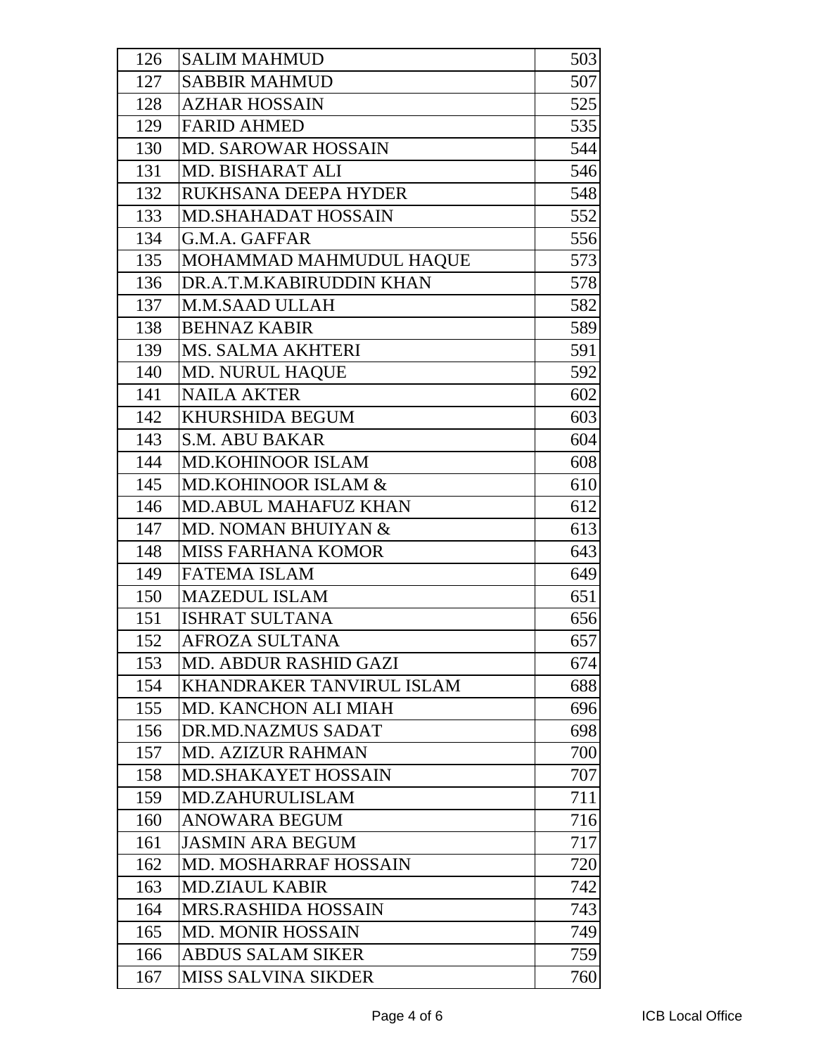| | | |
|---|---|---|
| 126 | SALIM MAHMUD | 503 |
| 127 | SABBIR MAHMUD | 507 |
| 128 | AZHAR HOSSAIN | 525 |
| 129 | FARID AHMED | 535 |
| 130 | MD. SAROWAR HOSSAIN | 544 |
| 131 | MD. BISHARAT ALI | 546 |
| 132 | RUKHSANA DEEPA HYDER | 548 |
| 133 | MD.SHAHADAT HOSSAIN | 552 |
| 134 | G.M.A. GAFFAR | 556 |
| 135 | MOHAMMAD MAHMUDUL HAQUE | 573 |
| 136 | DR.A.T.M.KABIRUDDIN KHAN | 578 |
| 137 | M.M.SAAD ULLAH | 582 |
| 138 | BEHNAZ KABIR | 589 |
| 139 | MS. SALMA AKHTERI | 591 |
| 140 | MD. NURUL HAQUE | 592 |
| 141 | NAILA AKTER | 602 |
| 142 | KHURSHIDA BEGUM | 603 |
| 143 | S.M. ABU BAKAR | 604 |
| 144 | MD.KOHINOOR ISLAM | 608 |
| 145 | MD.KOHINOOR ISLAM & | 610 |
| 146 | MD.ABUL MAHAFUZ KHAN | 612 |
| 147 | MD. NOMAN BHUIYAN & | 613 |
| 148 | MISS FARHANA KOMOR | 643 |
| 149 | FATEMA ISLAM | 649 |
| 150 | MAZEDUL ISLAM | 651 |
| 151 | ISHRAT SULTANA | 656 |
| 152 | AFROZA SULTANA | 657 |
| 153 | MD. ABDUR RASHID GAZI | 674 |
| 154 | KHANDRAKER TANVIRUL ISLAM | 688 |
| 155 | MD. KANCHON ALI MIAH | 696 |
| 156 | DR.MD.NAZMUS SADAT | 698 |
| 157 | MD. AZIZUR RAHMAN | 700 |
| 158 | MD.SHAKAYET HOSSAIN | 707 |
| 159 | MD.ZAHURULISLAM | 711 |
| 160 | ANOWARA BEGUM | 716 |
| 161 | JASMIN ARA BEGUM | 717 |
| 162 | MD. MOSHARRAF HOSSAIN | 720 |
| 163 | MD.ZIAUL KABIR | 742 |
| 164 | MRS.RASHIDA HOSSAIN | 743 |
| 165 | MD. MONIR HOSSAIN | 749 |
| 166 | ABDUS SALAM SIKER | 759 |
| 167 | MISS SALVINA SIKDER | 760 |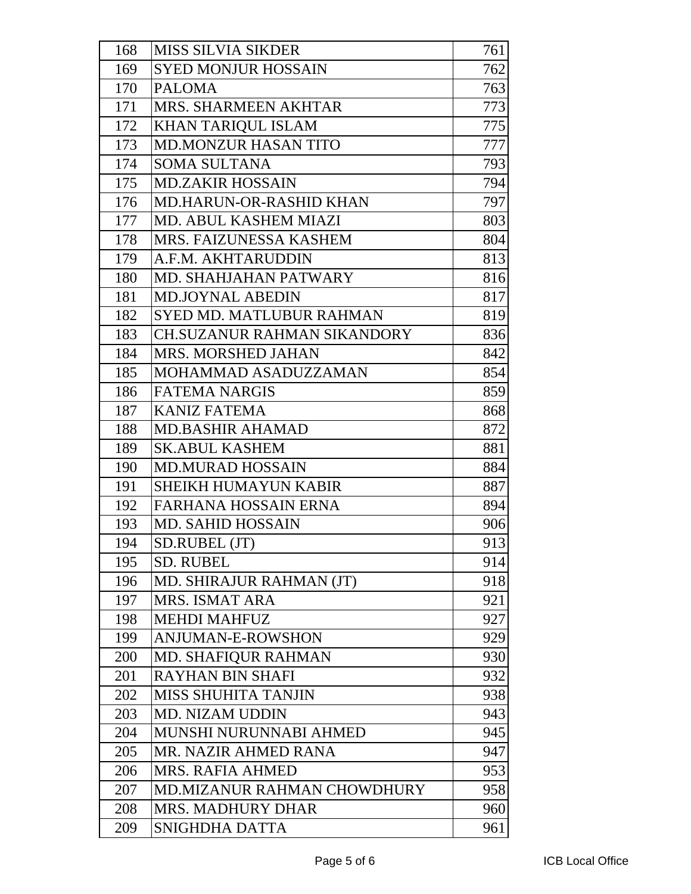| | | |
|---|---|---|
| 168 | MISS SILVIA SIKDER | 761 |
| 169 | SYED MONJUR HOSSAIN | 762 |
| 170 | PALOMA | 763 |
| 171 | MRS. SHARMEEN AKHTAR | 773 |
| 172 | KHAN TARIQUL ISLAM | 775 |
| 173 | MD.MONZUR HASAN TITO | 777 |
| 174 | SOMA SULTANA | 793 |
| 175 | MD.ZAKIR HOSSAIN | 794 |
| 176 | MD.HARUN-OR-RASHID KHAN | 797 |
| 177 | MD. ABUL KASHEM MIAZI | 803 |
| 178 | MRS. FAIZUNESSA KASHEM | 804 |
| 179 | A.F.M. AKHTARUDDIN | 813 |
| 180 | MD. SHAHJAHAN PATWARY | 816 |
| 181 | MD.JOYNAL ABEDIN | 817 |
| 182 | SYED MD. MATLUBUR RAHMAN | 819 |
| 183 | CH.SUZANUR RAHMAN SIKANDORY | 836 |
| 184 | MRS. MORSHED JAHAN | 842 |
| 185 | MOHAMMAD ASADUZZAMAN | 854 |
| 186 | FATEMA NARGIS | 859 |
| 187 | KANIZ FATEMA | 868 |
| 188 | MD.BASHIR AHAMAD | 872 |
| 189 | SK.ABUL KASHEM | 881 |
| 190 | MD.MURAD HOSSAIN | 884 |
| 191 | SHEIKH HUMAYUN KABIR | 887 |
| 192 | FARHANA HOSSAIN ERNA | 894 |
| 193 | MD. SAHID HOSSAIN | 906 |
| 194 | SD.RUBEL (JT) | 913 |
| 195 | SD. RUBEL | 914 |
| 196 | MD. SHIRAJUR RAHMAN (JT) | 918 |
| 197 | MRS. ISMAT ARA | 921 |
| 198 | MEHDI MAHFUZ | 927 |
| 199 | ANJUMAN-E-ROWSHON | 929 |
| 200 | MD. SHAFIQUR RAHMAN | 930 |
| 201 | RAYHAN BIN SHAFI | 932 |
| 202 | MISS SHUHITA TANJIN | 938 |
| 203 | MD. NIZAM UDDIN | 943 |
| 204 | MUNSHI NURUNNABI AHMED | 945 |
| 205 | MR. NAZIR AHMED RANA | 947 |
| 206 | MRS. RAFIA AHMED | 953 |
| 207 | MD.MIZANUR RAHMAN CHOWDHURY | 958 |
| 208 | MRS. MADHURY DHAR | 960 |
| 209 | SNIGHDHA DATTA | 961 |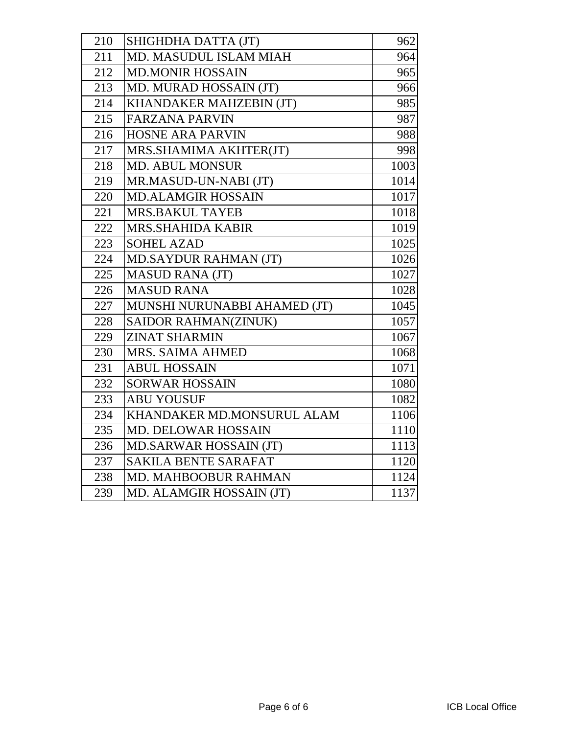| | | |
|---|---|---|
| 210 | SHIGHDHA DATTA (JT) | 962 |
| 211 | MD. MASUDUL ISLAM MIAH | 964 |
| 212 | MD.MONIR HOSSAIN | 965 |
| 213 | MD. MURAD HOSSAIN (JT) | 966 |
| 214 | KHANDAKER MAHZEBIN (JT) | 985 |
| 215 | FARZANA PARVIN | 987 |
| 216 | HOSNE ARA PARVIN | 988 |
| 217 | MRS.SHAMIMA AKHTER(JT) | 998 |
| 218 | MD. ABUL MONSUR | 1003 |
| 219 | MR.MASUD-UN-NABI (JT) | 1014 |
| 220 | MD.ALAMGIR HOSSAIN | 1017 |
| 221 | MRS.BAKUL TAYEB | 1018 |
| 222 | MRS.SHAHIDA KABIR | 1019 |
| 223 | SOHEL AZAD | 1025 |
| 224 | MD.SAYDUR RAHMAN (JT) | 1026 |
| 225 | MASUD RANA (JT) | 1027 |
| 226 | MASUD RANA | 1028 |
| 227 | MUNSHI NURUNABBI AHAMED (JT) | 1045 |
| 228 | SAIDOR RAHMAN(ZINUK) | 1057 |
| 229 | ZINAT SHARMIN | 1067 |
| 230 | MRS. SAIMA AHMED | 1068 |
| 231 | ABUL HOSSAIN | 1071 |
| 232 | SORWAR HOSSAIN | 1080 |
| 233 | ABU YOUSUF | 1082 |
| 234 | KHANDAKER MD.MONSURUL ALAM | 1106 |
| 235 | MD. DELOWAR HOSSAIN | 1110 |
| 236 | MD.SARWAR HOSSAIN (JT) | 1113 |
| 237 | SAKILA BENTE SARAFAT | 1120 |
| 238 | MD. MAHBOOBUR RAHMAN | 1124 |
| 239 | MD. ALAMGIR HOSSAIN (JT) | 1137 |